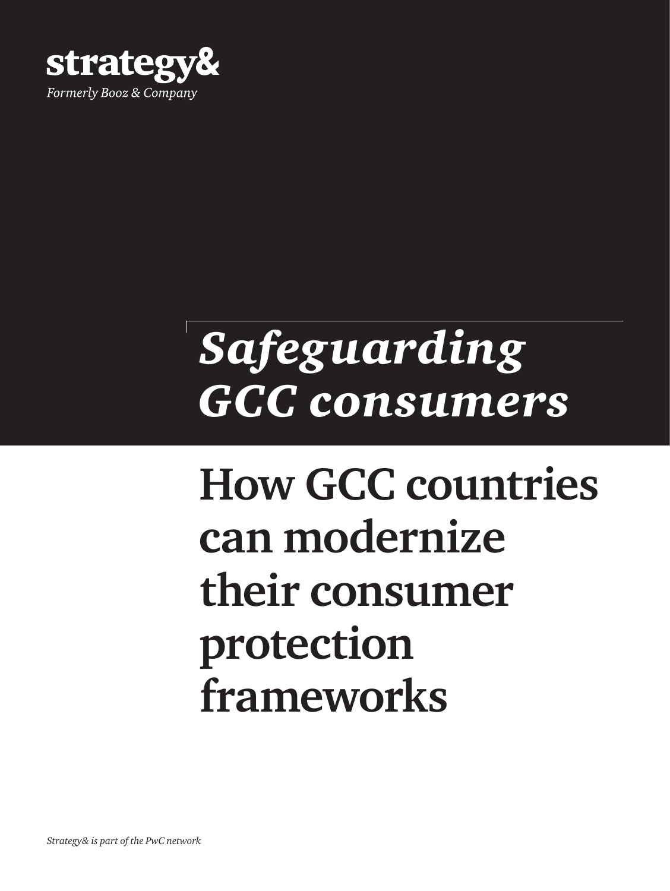strategy&

*Formerly Booz & Company*

# *Safeguarding GCC consumers*

## How GCC countries can modernize their consumer protection frameworks

*Strategy& is part of the PwC network*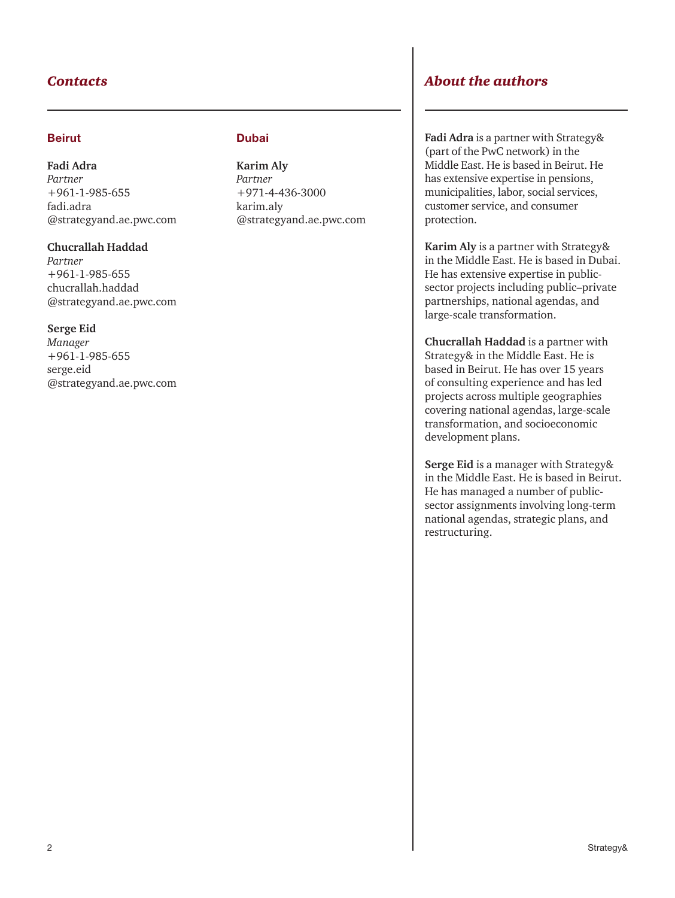## Contacts

### Beirut

**Fadi Adra**
*Partner*
+961-1-985-655
fadi.adra
@strategyand.ae.pwc.com

**Chucrallah Haddad**
*Partner*
+961-1-985-655
chucrallah.haddad
@strategyand.ae.pwc.com

**Serge Eid**
*Manager*
+961-1-985-655
serge.eid
@strategyand.ae.pwc.com

### Dubai

**Karim Aly**
*Partner*
+971-4-436-3000
karim.aly
@strategyand.ae.pwc.com

## About the authors

**Fadi Adra** is a partner with Strategy& (part of the PwC network) in the Middle East. He is based in Beirut. He has extensive expertise in pensions, municipalities, labor, social services, customer service, and consumer protection.

**Karim Aly** is a partner with Strategy& in the Middle East. He is based in Dubai. He has extensive expertise in public-sector projects including public–private partnerships, national agendas, and large-scale transformation.

**Chucrallah Haddad** is a partner with Strategy& in the Middle East. He is based in Beirut. He has over 15 years of consulting experience and has led projects across multiple geographies covering national agendas, large-scale transformation, and socioeconomic development plans.

**Serge Eid** is a manager with Strategy& in the Middle East. He is based in Beirut. He has managed a number of public-sector assignments involving long-term national agendas, strategic plans, and restructuring.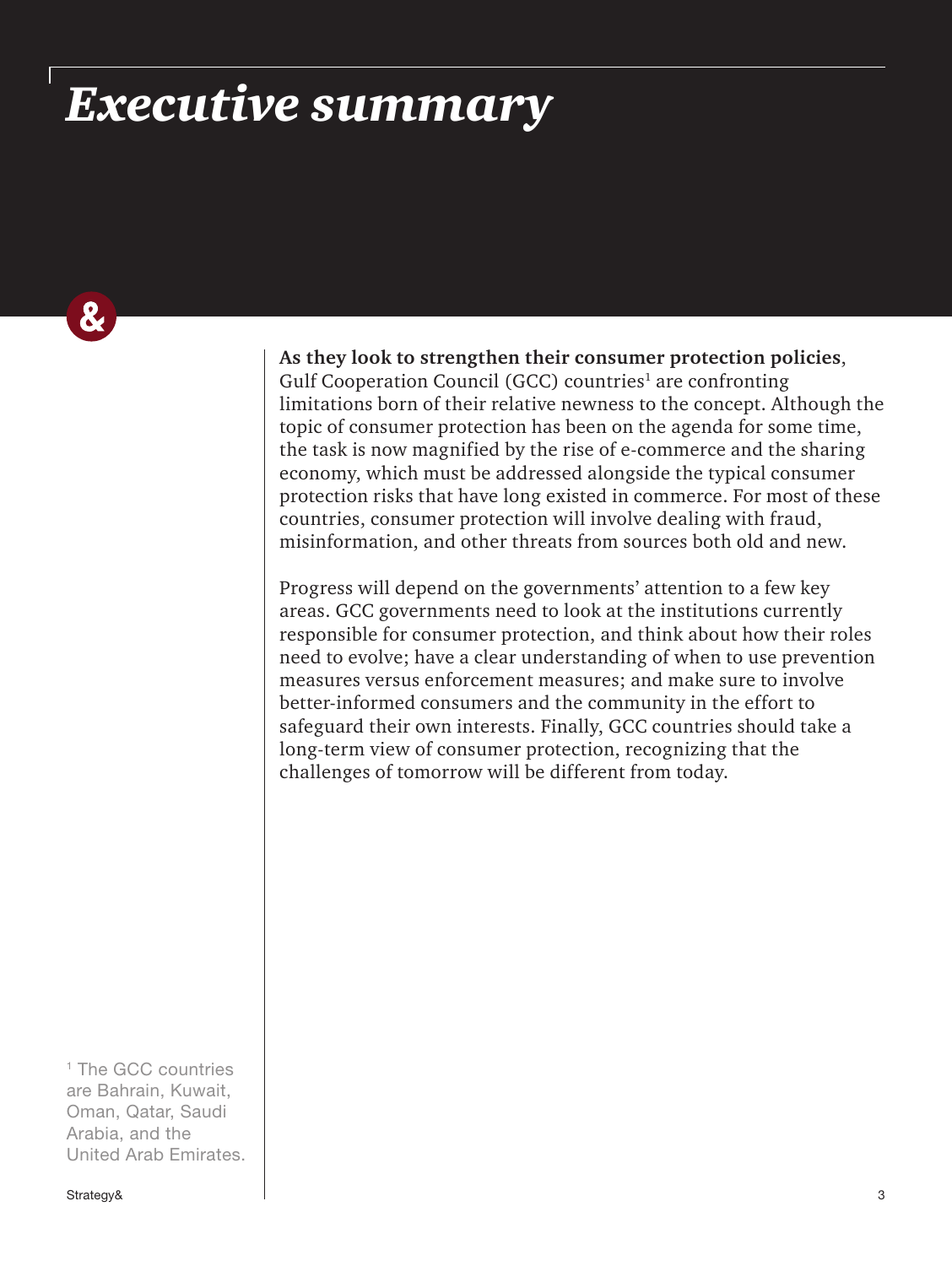# *Executive summary*

**As they look to strengthen their consumer protection policies**, Gulf Cooperation Council (GCC) countries[1] are confronting limitations born of their relative newness to the concept. Although the topic of consumer protection has been on the agenda for some time, the task is now magnified by the rise of e-commerce and the sharing economy, which must be addressed alongside the typical consumer protection risks that have long existed in commerce. For most of these countries, consumer protection will involve dealing with fraud, misinformation, and other threats from sources both old and new.

Progress will depend on the governments' attention to a few key areas. GCC governments need to look at the institutions currently responsible for consumer protection, and think about how their roles need to evolve; have a clear understanding of when to use prevention measures versus enforcement measures; and make sure to involve better-informed consumers and the community in the effort to safeguard their own interests. Finally, GCC countries should take a long-term view of consumer protection, recognizing that the challenges of tomorrow will be different from today.

[1] The GCC countries are Bahrain, Kuwait, Oman, Qatar, Saudi Arabia, and the United Arab Emirates.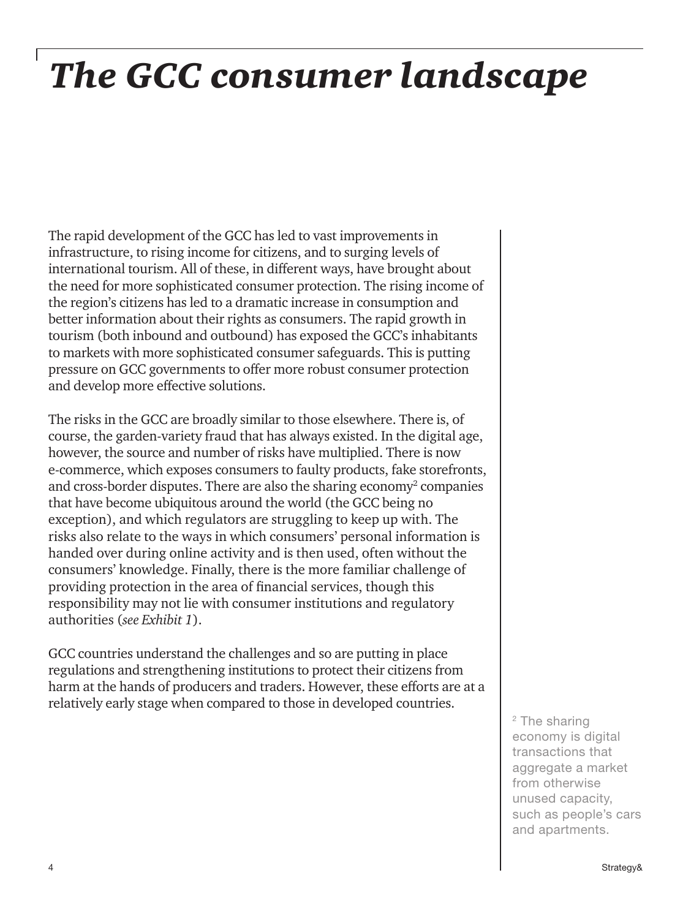# The GCC consumer landscape

The rapid development of the GCC has led to vast improvements in infrastructure, to rising income for citizens, and to surging levels of international tourism. All of these, in different ways, have brought about the need for more sophisticated consumer protection. The rising income of the region's citizens has led to a dramatic increase in consumption and better information about their rights as consumers. The rapid growth in tourism (both inbound and outbound) has exposed the GCC's inhabitants to markets with more sophisticated consumer safeguards. This is putting pressure on GCC governments to offer more robust consumer protection and develop more effective solutions.

The risks in the GCC are broadly similar to those elsewhere. There is, of course, the garden-variety fraud that has always existed. In the digital age, however, the source and number of risks have multiplied. There is now e-commerce, which exposes consumers to faulty products, fake storefronts, and cross-border disputes. There are also the sharing economy[2] companies that have become ubiquitous around the world (the GCC being no exception), and which regulators are struggling to keep up with. The risks also relate to the ways in which consumers' personal information is handed over during online activity and is then used, often without the consumers' knowledge. Finally, there is the more familiar challenge of providing protection in the area of financial services, though this responsibility may not lie with consumer institutions and regulatory authorities (*see Exhibit 1*).

GCC countries understand the challenges and so are putting in place regulations and strengthening institutions to protect their citizens from harm at the hands of producers and traders. However, these efforts are at a relatively early stage when compared to those in developed countries.

[2] The sharing economy is digital transactions that aggregate a market from otherwise unused capacity, such as people's cars and apartments.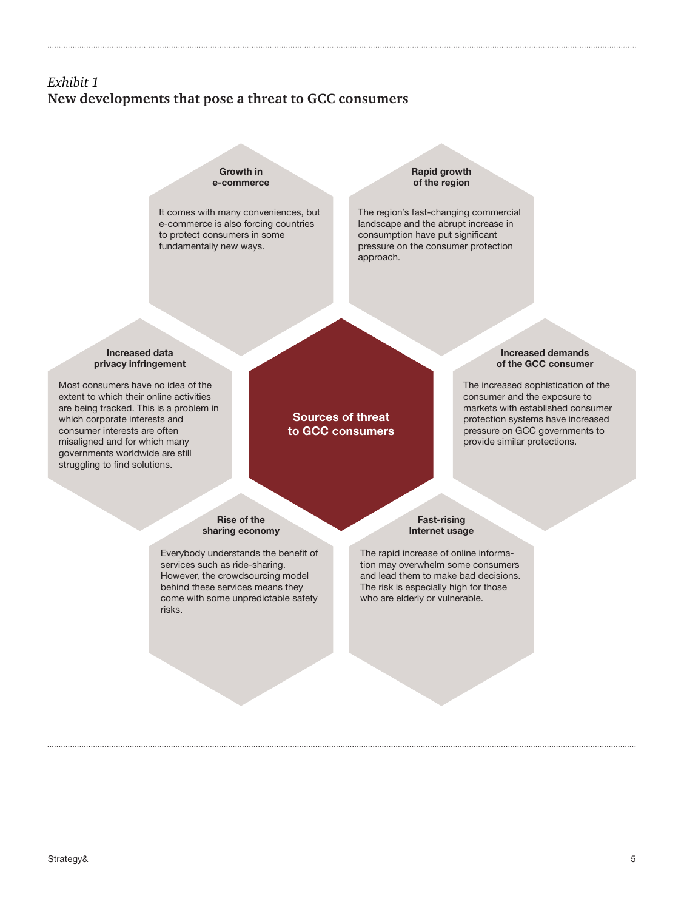*Exhibit 1*

## New developments that pose a threat to GCC consumers

**Sources of threat to GCC consumers**

**Growth in e-commerce**

It comes with many conveniences, but e-commerce is also forcing countries to protect consumers in some fundamentally new ways.

**Rapid growth of the region**

The region's fast-changing commercial landscape and the abrupt increase in consumption have put significant pressure on the consumer protection approach.

**Increased data privacy infringement**

Most consumers have no idea of the extent to which their online activities are being tracked. This is a problem in which corporate interests and consumer interests are often misaligned and for which many governments worldwide are still struggling to find solutions.

**Increased demands of the GCC consumer**

The increased sophistication of the consumer and the exposure to markets with established consumer protection systems have increased pressure on GCC governments to provide similar protections.

**Rise of the sharing economy**

Everybody understands the benefit of services such as ride-sharing. However, the crowdsourcing model behind these services means they come with some unpredictable safety risks.

**Fast-rising Internet usage**

The rapid increase of online information may overwhelm some consumers and lead them to make bad decisions. The risk is especially high for those who are elderly or vulnerable.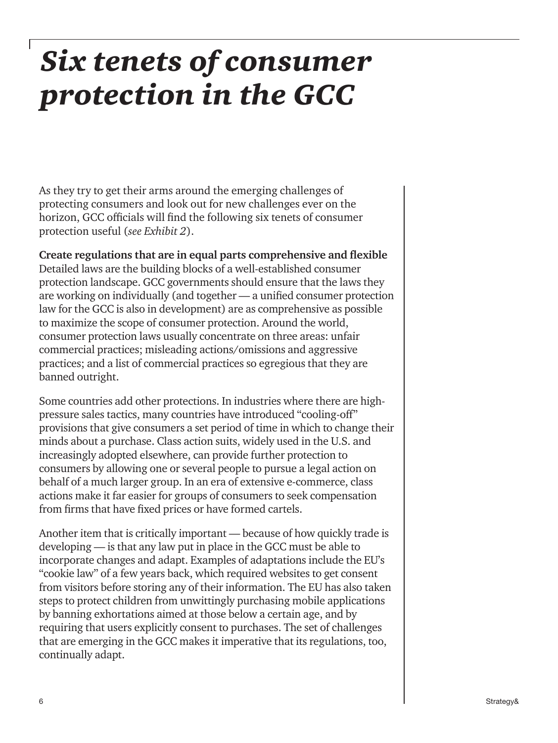# *Six tenets of consumer protection in the GCC*

As they try to get their arms around the emerging challenges of protecting consumers and look out for new challenges ever on the horizon, GCC officials will find the following six tenets of consumer protection useful (*see Exhibit 2*).

**Create regulations that are in equal parts comprehensive and flexible**
Detailed laws are the building blocks of a well-established consumer protection landscape. GCC governments should ensure that the laws they are working on individually (and together — a unified consumer protection law for the GCC is also in development) are as comprehensive as possible to maximize the scope of consumer protection. Around the world, consumer protection laws usually concentrate on three areas: unfair commercial practices; misleading actions/omissions and aggressive practices; and a list of commercial practices so egregious that they are banned outright.

Some countries add other protections. In industries where there are high-pressure sales tactics, many countries have introduced "cooling-off" provisions that give consumers a set period of time in which to change their minds about a purchase. Class action suits, widely used in the U.S. and increasingly adopted elsewhere, can provide further protection to consumers by allowing one or several people to pursue a legal action on behalf of a much larger group. In an era of extensive e-commerce, class actions make it far easier for groups of consumers to seek compensation from firms that have fixed prices or have formed cartels.

Another item that is critically important — because of how quickly trade is developing — is that any law put in place in the GCC must be able to incorporate changes and adapt. Examples of adaptations include the EU's "cookie law" of a few years back, which required websites to get consent from visitors before storing any of their information. The EU has also taken steps to protect children from unwittingly purchasing mobile applications by banning exhortations aimed at those below a certain age, and by requiring that users explicitly consent to purchases. The set of challenges that are emerging in the GCC makes it imperative that its regulations, too, continually adapt.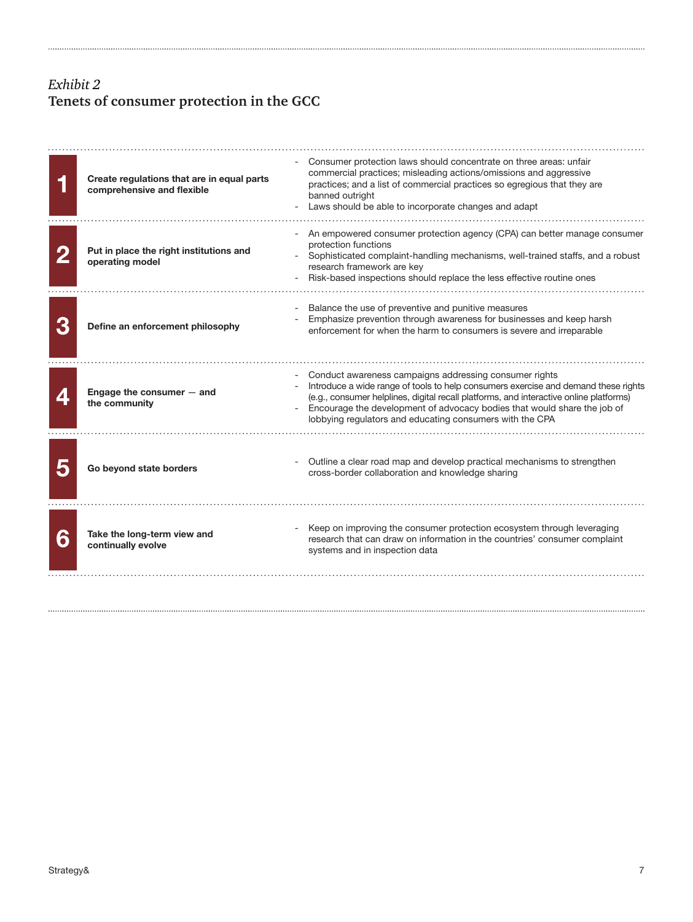*Exhibit 2*

## Tenets of consumer protection in the GCC

| # | Tenet | Description |
|---|---|---|
| 1 | **Create regulations that are in equal parts comprehensive and flexible** | - Consumer protection laws should concentrate on three areas: unfair commercial practices; misleading actions/omissions and aggressive practices; and a list of commercial practices so egregious that they are banned outright<br>- Laws should be able to incorporate changes and adapt |
| 2 | **Put in place the right institutions and operating model** | - An empowered consumer protection agency (CPA) can better manage consumer protection functions<br>- Sophisticated complaint-handling mechanisms, well-trained staffs, and a robust research framework are key<br>- Risk-based inspections should replace the less effective routine ones |
| 3 | **Define an enforcement philosophy** | - Balance the use of preventive and punitive measures<br>- Emphasize prevention through awareness for businesses and keep harsh enforcement for when the harm to consumers is severe and irreparable |
| 4 | **Engage the consumer — and the community** | - Conduct awareness campaigns addressing consumer rights<br>- Introduce a wide range of tools to help consumers exercise and demand these rights (e.g., consumer helplines, digital recall platforms, and interactive online platforms)<br>- Encourage the development of advocacy bodies that would share the job of lobbying regulators and educating consumers with the CPA |
| 5 | **Go beyond state borders** | - Outline a clear road map and develop practical mechanisms to strengthen cross-border collaboration and knowledge sharing |
| 6 | **Take the long-term view and continually evolve** | - Keep on improving the consumer protection ecosystem through leveraging research that can draw on information in the countries' consumer complaint systems and in inspection data |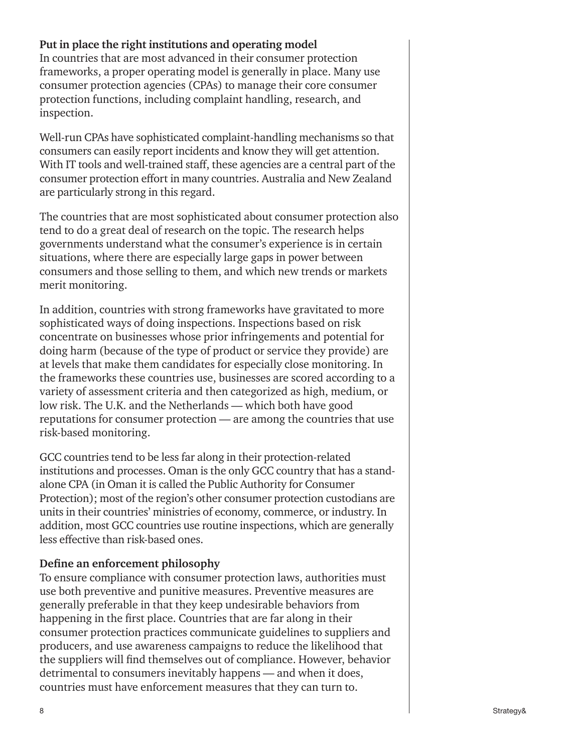**Put in place the right institutions and operating model**

In countries that are most advanced in their consumer protection frameworks, a proper operating model is generally in place. Many use consumer protection agencies (CPAs) to manage their core consumer protection functions, including complaint handling, research, and inspection.

Well-run CPAs have sophisticated complaint-handling mechanisms so that consumers can easily report incidents and know they will get attention. With IT tools and well-trained staff, these agencies are a central part of the consumer protection effort in many countries. Australia and New Zealand are particularly strong in this regard.

The countries that are most sophisticated about consumer protection also tend to do a great deal of research on the topic. The research helps governments understand what the consumer's experience is in certain situations, where there are especially large gaps in power between consumers and those selling to them, and which new trends or markets merit monitoring.

In addition, countries with strong frameworks have gravitated to more sophisticated ways of doing inspections. Inspections based on risk concentrate on businesses whose prior infringements and potential for doing harm (because of the type of product or service they provide) are at levels that make them candidates for especially close monitoring. In the frameworks these countries use, businesses are scored according to a variety of assessment criteria and then categorized as high, medium, or low risk. The U.K. and the Netherlands — which both have good reputations for consumer protection — are among the countries that use risk-based monitoring.

GCC countries tend to be less far along in their protection-related institutions and processes. Oman is the only GCC country that has a stand-alone CPA (in Oman it is called the Public Authority for Consumer Protection); most of the region's other consumer protection custodians are units in their countries' ministries of economy, commerce, or industry. In addition, most GCC countries use routine inspections, which are generally less effective than risk-based ones.

**Define an enforcement philosophy**

To ensure compliance with consumer protection laws, authorities must use both preventive and punitive measures. Preventive measures are generally preferable in that they keep undesirable behaviors from happening in the first place. Countries that are far along in their consumer protection practices communicate guidelines to suppliers and producers, and use awareness campaigns to reduce the likelihood that the suppliers will find themselves out of compliance. However, behavior detrimental to consumers inevitably happens — and when it does, countries must have enforcement measures that they can turn to.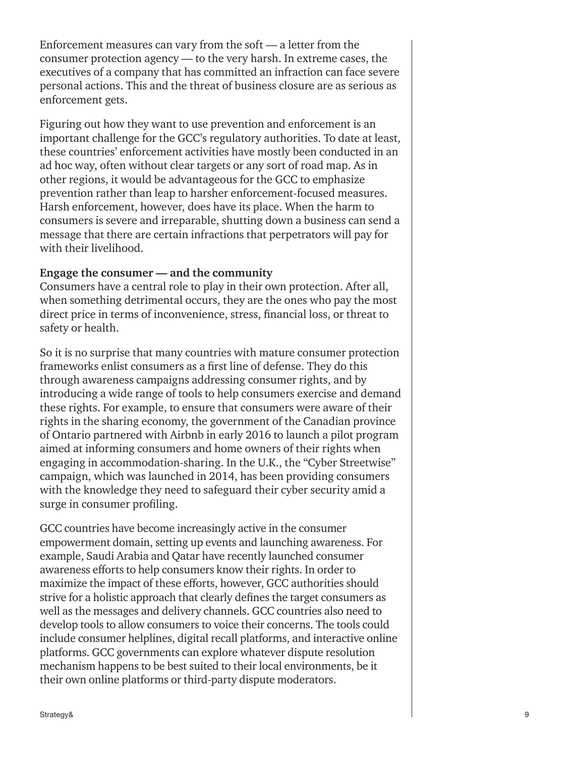Enforcement measures can vary from the soft — a letter from the consumer protection agency — to the very harsh. In extreme cases, the executives of a company that has committed an infraction can face severe personal actions. This and the threat of business closure are as serious as enforcement gets.

Figuring out how they want to use prevention and enforcement is an important challenge for the GCC's regulatory authorities. To date at least, these countries' enforcement activities have mostly been conducted in an ad hoc way, often without clear targets or any sort of road map. As in other regions, it would be advantageous for the GCC to emphasize prevention rather than leap to harsher enforcement-focused measures. Harsh enforcement, however, does have its place. When the harm to consumers is severe and irreparable, shutting down a business can send a message that there are certain infractions that perpetrators will pay for with their livelihood.

**Engage the consumer — and the community**

Consumers have a central role to play in their own protection. After all, when something detrimental occurs, they are the ones who pay the most direct price in terms of inconvenience, stress, financial loss, or threat to safety or health.

So it is no surprise that many countries with mature consumer protection frameworks enlist consumers as a first line of defense. They do this through awareness campaigns addressing consumer rights, and by introducing a wide range of tools to help consumers exercise and demand these rights. For example, to ensure that consumers were aware of their rights in the sharing economy, the government of the Canadian province of Ontario partnered with Airbnb in early 2016 to launch a pilot program aimed at informing consumers and home owners of their rights when engaging in accommodation-sharing. In the U.K., the "Cyber Streetwise" campaign, which was launched in 2014, has been providing consumers with the knowledge they need to safeguard their cyber security amid a surge in consumer profiling.

GCC countries have become increasingly active in the consumer empowerment domain, setting up events and launching awareness. For example, Saudi Arabia and Qatar have recently launched consumer awareness efforts to help consumers know their rights. In order to maximize the impact of these efforts, however, GCC authorities should strive for a holistic approach that clearly defines the target consumers as well as the messages and delivery channels. GCC countries also need to develop tools to allow consumers to voice their concerns. The tools could include consumer helplines, digital recall platforms, and interactive online platforms. GCC governments can explore whatever dispute resolution mechanism happens to be best suited to their local environments, be it their own online platforms or third-party dispute moderators.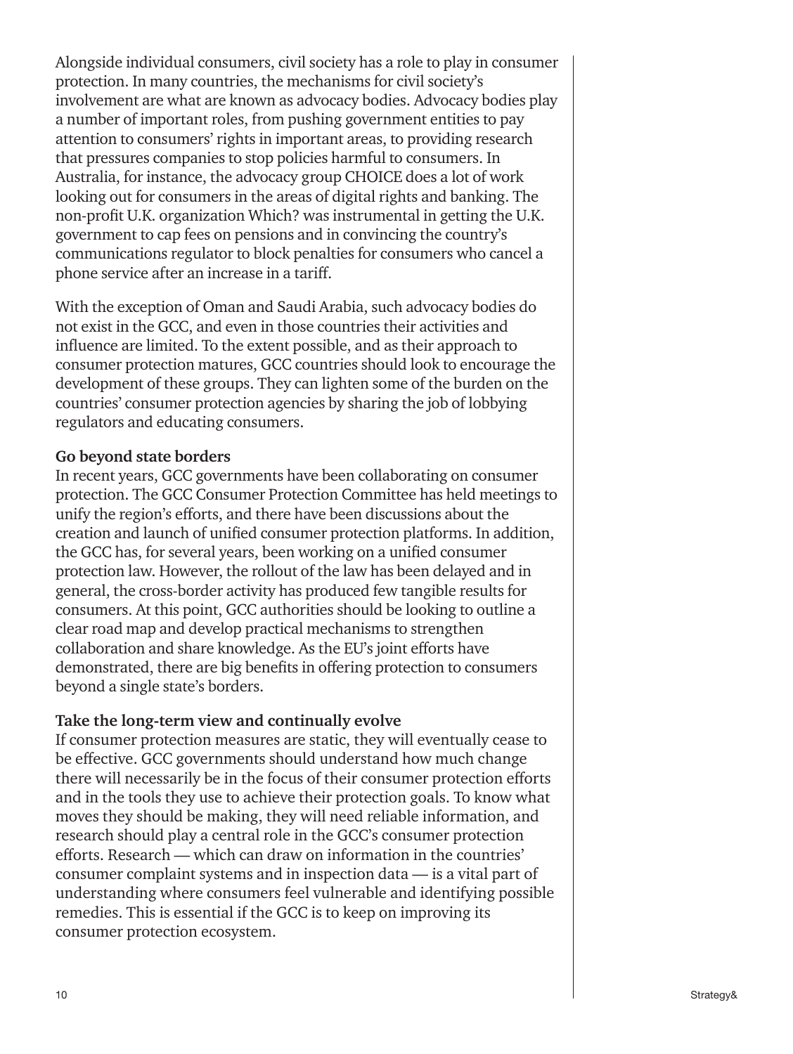Alongside individual consumers, civil society has a role to play in consumer protection. In many countries, the mechanisms for civil society's involvement are what are known as advocacy bodies. Advocacy bodies play a number of important roles, from pushing government entities to pay attention to consumers' rights in important areas, to providing research that pressures companies to stop policies harmful to consumers. In Australia, for instance, the advocacy group CHOICE does a lot of work looking out for consumers in the areas of digital rights and banking. The non-profit U.K. organization Which? was instrumental in getting the U.K. government to cap fees on pensions and in convincing the country's communications regulator to block penalties for consumers who cancel a phone service after an increase in a tariff.

With the exception of Oman and Saudi Arabia, such advocacy bodies do not exist in the GCC, and even in those countries their activities and influence are limited. To the extent possible, and as their approach to consumer protection matures, GCC countries should look to encourage the development of these groups. They can lighten some of the burden on the countries' consumer protection agencies by sharing the job of lobbying regulators and educating consumers.

**Go beyond state borders**

In recent years, GCC governments have been collaborating on consumer protection. The GCC Consumer Protection Committee has held meetings to unify the region's efforts, and there have been discussions about the creation and launch of unified consumer protection platforms. In addition, the GCC has, for several years, been working on a unified consumer protection law. However, the rollout of the law has been delayed and in general, the cross-border activity has produced few tangible results for consumers. At this point, GCC authorities should be looking to outline a clear road map and develop practical mechanisms to strengthen collaboration and share knowledge. As the EU's joint efforts have demonstrated, there are big benefits in offering protection to consumers beyond a single state's borders.

**Take the long-term view and continually evolve**

If consumer protection measures are static, they will eventually cease to be effective. GCC governments should understand how much change there will necessarily be in the focus of their consumer protection efforts and in the tools they use to achieve their protection goals. To know what moves they should be making, they will need reliable information, and research should play a central role in the GCC's consumer protection efforts. Research — which can draw on information in the countries' consumer complaint systems and in inspection data — is a vital part of understanding where consumers feel vulnerable and identifying possible remedies. This is essential if the GCC is to keep on improving its consumer protection ecosystem.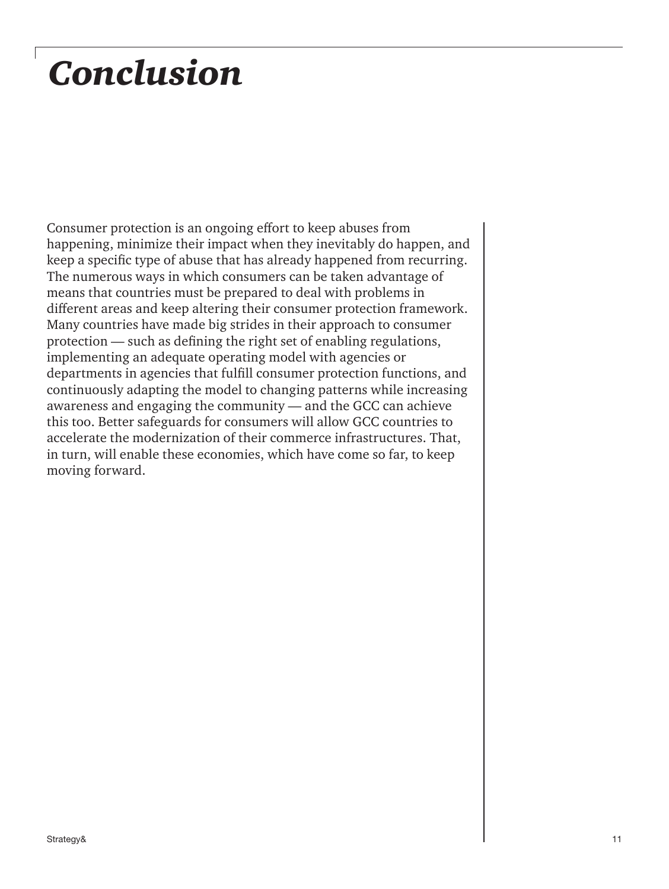# *Conclusion*

Consumer protection is an ongoing effort to keep abuses from happening, minimize their impact when they inevitably do happen, and keep a specific type of abuse that has already happened from recurring. The numerous ways in which consumers can be taken advantage of means that countries must be prepared to deal with problems in different areas and keep altering their consumer protection framework. Many countries have made big strides in their approach to consumer protection — such as defining the right set of enabling regulations, implementing an adequate operating model with agencies or departments in agencies that fulfill consumer protection functions, and continuously adapting the model to changing patterns while increasing awareness and engaging the community — and the GCC can achieve this too. Better safeguards for consumers will allow GCC countries to accelerate the modernization of their commerce infrastructures. That, in turn, will enable these economies, which have come so far, to keep moving forward.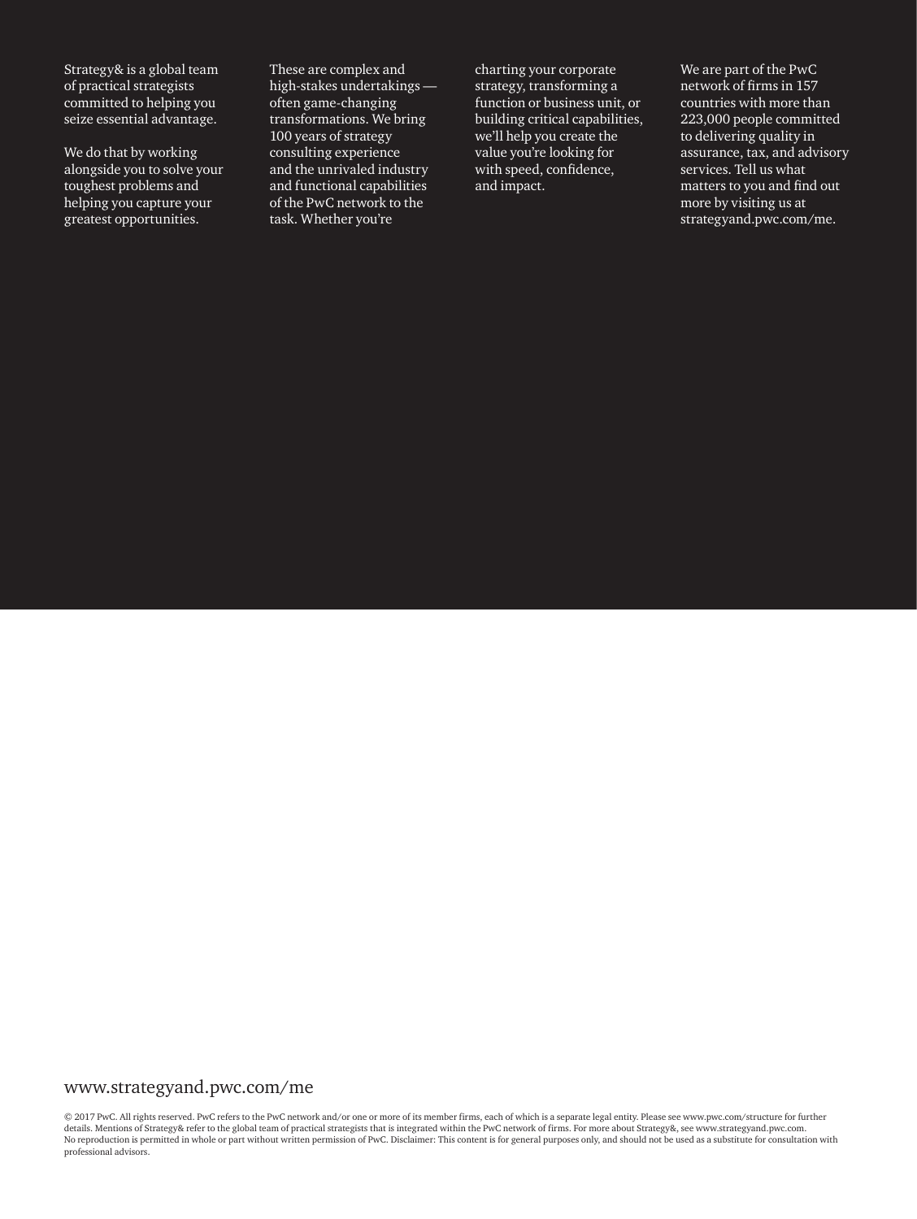Strategy& is a global team of practical strategists committed to helping you seize essential advantage.

We do that by working alongside you to solve your toughest problems and helping you capture your greatest opportunities.

These are complex and high-stakes undertakings — often game-changing transformations. We bring 100 years of strategy consulting experience and the unrivaled industry and functional capabilities of the PwC network to the task. Whether you're charting your corporate strategy, transforming a function or business unit, or building critical capabilities, we'll help you create the value you're looking for with speed, confidence, and impact.

We are part of the PwC network of firms in 157 countries with more than 223,000 people committed to delivering quality in assurance, tax, and advisory services. Tell us what matters to you and find out more by visiting us at strategyand.pwc.com/me.

www.strategyand.pwc.com/me

© 2017 PwC. All rights reserved. PwC refers to the PwC network and/or one or more of its member firms, each of which is a separate legal entity. Please see www.pwc.com/structure for further details. Mentions of Strategy& refer to the global team of practical strategists that is integrated within the PwC network of firms. For more about Strategy&, see www.strategyand.pwc.com. No reproduction is permitted in whole or part without written permission of PwC. Disclaimer: This content is for general purposes only, and should not be used as a substitute for consultation with professional advisors.